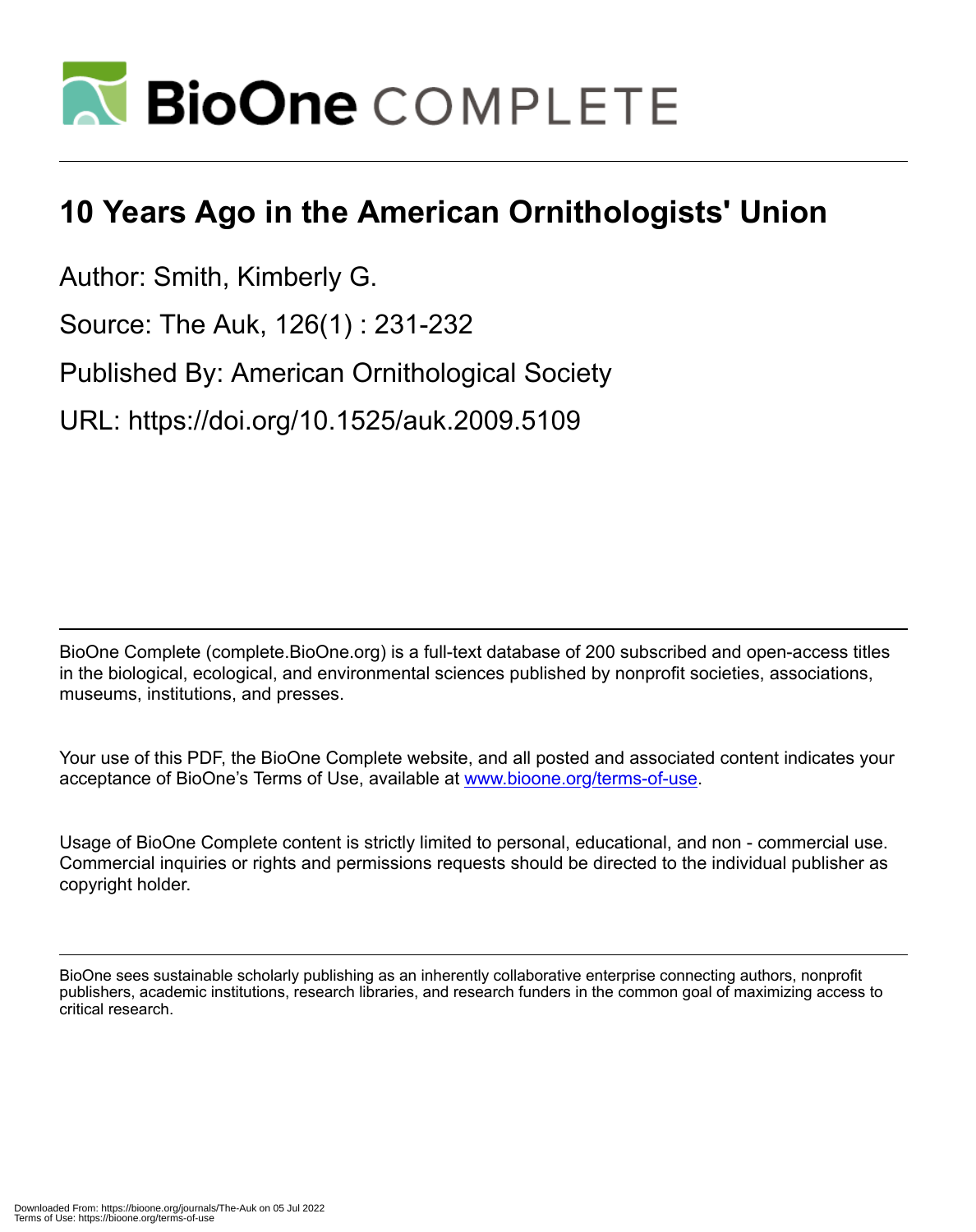# 10 Years Ago in the American Ornithologists' Union

Author: Smith, Kimberly G.

Source: The Auk, 126(1) : 231-232

Published By: American Ornithological Society

URL: https://doi.org/10.1525/auk.2009.5109

BioOne Complete (complete.BioOne.org) is a full-text database of 200 subscribed and open-access titles in the biological, ecological, and environmental sciences published by nonprofit societies, associations, museums, institutions, and presses.

Your use of this PDF, the BioOne Complete website, and all posted and associated content indicates your acceptance of BioOne's Terms of Use, available at www.bioone.org/terms-of-use.

Usage of BioOne Complete content is strictly limited to personal, educational, and non - commercial use. Commercial inquiries or rights and permissions requests should be directed to the individual publisher as copyright holder.

BioOne sees sustainable scholarly publishing as an inherently collaborative enterprise connecting authors, nonprofit publishers, academic institutions, research libraries, and research funders in the common goal of maximizing access to critical research.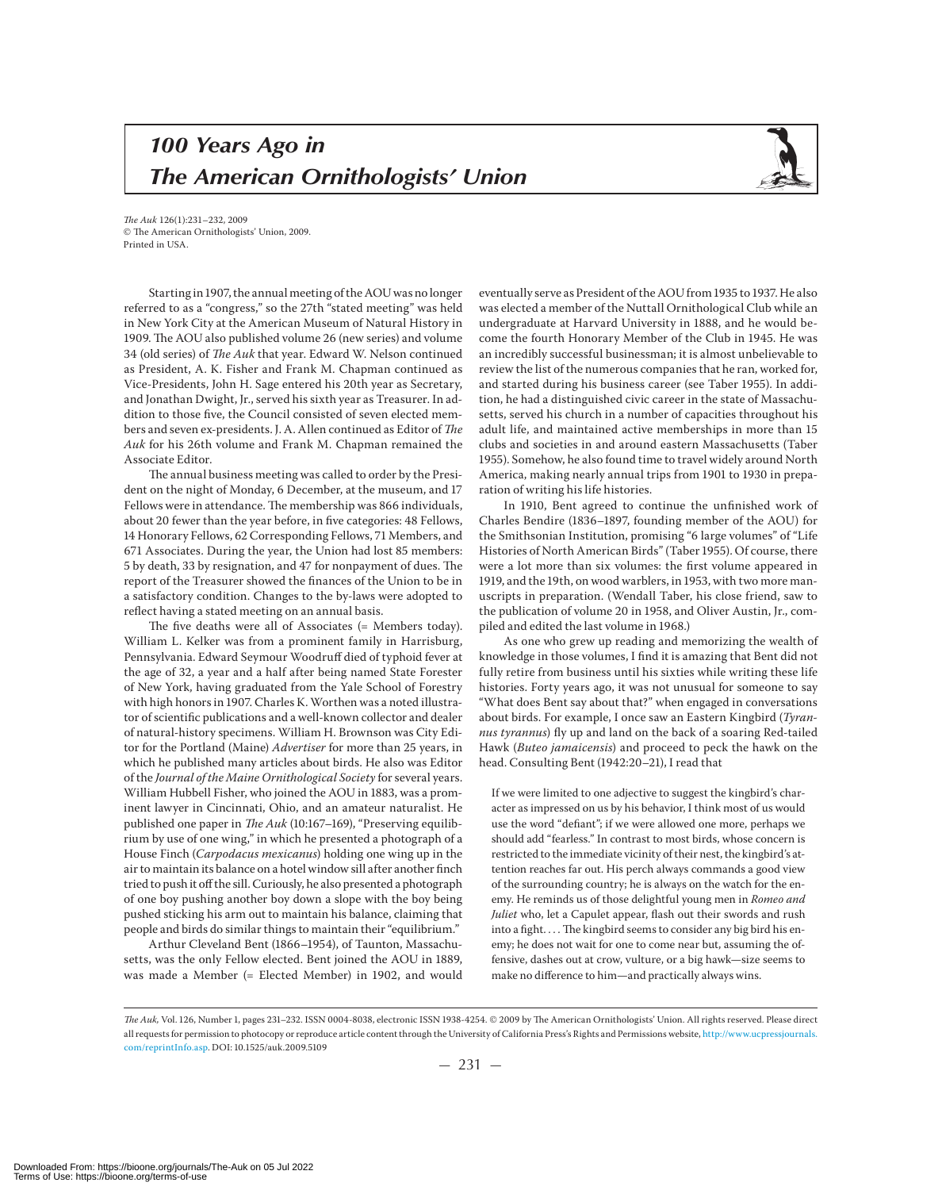# *100 Years Ago in The American Ornithologists' Union*

*The Auk* 126(1):231–232, 2009
© The American Ornithologists' Union, 2009.
Printed in USA.

Starting in 1907, the annual meeting of the AOU was no longer referred to as a "congress," so the 27th "stated meeting" was held in New York City at the American Museum of Natural History in 1909. The AOU also published volume 26 (new series) and volume 34 (old series) of *The Auk* that year. Edward W. Nelson continued as President, A. K. Fisher and Frank M. Chapman continued as Vice-Presidents, John H. Sage entered his 20th year as Secretary, and Jonathan Dwight, Jr., served his sixth year as Treasurer. In addition to those five, the Council consisted of seven elected members and seven ex-presidents. J. A. Allen continued as Editor of *The Auk* for his 26th volume and Frank M. Chapman remained the Associate Editor.

The annual business meeting was called to order by the President on the night of Monday, 6 December, at the museum, and 17 Fellows were in attendance. The membership was 866 individuals, about 20 fewer than the year before, in five categories: 48 Fellows, 14 Honorary Fellows, 62 Corresponding Fellows, 71 Members, and 671 Associates. During the year, the Union had lost 85 members: 5 by death, 33 by resignation, and 47 for nonpayment of dues. The report of the Treasurer showed the finances of the Union to be in a satisfactory condition. Changes to the by-laws were adopted to reflect having a stated meeting on an annual basis.

The five deaths were all of Associates (= Members today). William L. Kelker was from a prominent family in Harrisburg, Pennsylvania. Edward Seymour Woodruff died of typhoid fever at the age of 32, a year and a half after being named State Forester of New York, having graduated from the Yale School of Forestry with high honors in 1907. Charles K. Worthen was a noted illustrator of scientific publications and a well-known collector and dealer of natural-history specimens. William H. Brownson was City Editor for the Portland (Maine) *Advertiser* for more than 25 years, in which he published many articles about birds. He also was Editor of the *Journal of the Maine Ornithological Society* for several years. William Hubbell Fisher, who joined the AOU in 1883, was a prominent lawyer in Cincinnati, Ohio, and an amateur naturalist. He published one paper in *The Auk* (10:167–169), "Preserving equilibrium by use of one wing," in which he presented a photograph of a House Finch (*Carpodacus mexicanus*) holding one wing up in the air to maintain its balance on a hotel window sill after another finch tried to push it off the sill. Curiously, he also presented a photograph of one boy pushing another boy down a slope with the boy being pushed sticking his arm out to maintain his balance, claiming that people and birds do similar things to maintain their "equilibrium."

Arthur Cleveland Bent (1866–1954), of Taunton, Massachusetts, was the only Fellow elected. Bent joined the AOU in 1889, was made a Member (= Elected Member) in 1902, and would eventually serve as President of the AOU from 1935 to 1937. He also was elected a member of the Nuttall Ornithological Club while an undergraduate at Harvard University in 1888, and he would become the fourth Honorary Member of the Club in 1945. He was an incredibly successful businessman; it is almost unbelievable to review the list of the numerous companies that he ran, worked for, and started during his business career (see Taber 1955). In addition, he had a distinguished civic career in the state of Massachusetts, served his church in a number of capacities throughout his adult life, and maintained active memberships in more than 15 clubs and societies in and around eastern Massachusetts (Taber 1955). Somehow, he also found time to travel widely around North America, making nearly annual trips from 1901 to 1930 in preparation of writing his life histories.

In 1910, Bent agreed to continue the unfinished work of Charles Bendire (1836–1897, founding member of the AOU) for the Smithsonian Institution, promising "6 large volumes" of "Life Histories of North American Birds" (Taber 1955). Of course, there were a lot more than six volumes: the first volume appeared in 1919, and the 19th, on wood warblers, in 1953, with two more manuscripts in preparation. (Wendall Taber, his close friend, saw to the publication of volume 20 in 1958, and Oliver Austin, Jr., compiled and edited the last volume in 1968.)

As one who grew up reading and memorizing the wealth of knowledge in those volumes, I find it is amazing that Bent did not fully retire from business until his sixties while writing these life histories. Forty years ago, it was not unusual for someone to say "What does Bent say about that?" when engaged in conversations about birds. For example, I once saw an Eastern Kingbird (*Tyrannus tyrannus*) fly up and land on the back of a soaring Red-tailed Hawk (*Buteo jamaicensis*) and proceed to peck the hawk on the head. Consulting Bent (1942:20–21), I read that

> If we were limited to one adjective to suggest the kingbird's character as impressed on us by his behavior, I think most of us would use the word "defiant"; if we were allowed one more, perhaps we should add "fearless." In contrast to most birds, whose concern is restricted to the immediate vicinity of their nest, the kingbird's attention reaches far out. His perch always commands a good view of the surrounding country; he is always on the watch for the enemy. He reminds us of those delightful young men in *Romeo and Juliet* who, let a Capulet appear, flash out their swords and rush into a fight. . . . The kingbird seems to consider any big bird his enemy; he does not wait for one to come near but, assuming the offensive, dashes out at crow, vulture, or a big hawk—size seems to make no difference to him—and practically always wins.

*The Auk*, Vol. 126, Number 1, pages 231–232. ISSN 0004-8038, electronic ISSN 1938-4254. © 2009 by The American Ornithologists' Union. All rights reserved. Please direct all requests for permission to photocopy or reproduce article content through the University of California Press's Rights and Permissions website, http://www.ucpressjournals.com/reprintInfo.asp. DOI: 10.1525/auk.2009.5109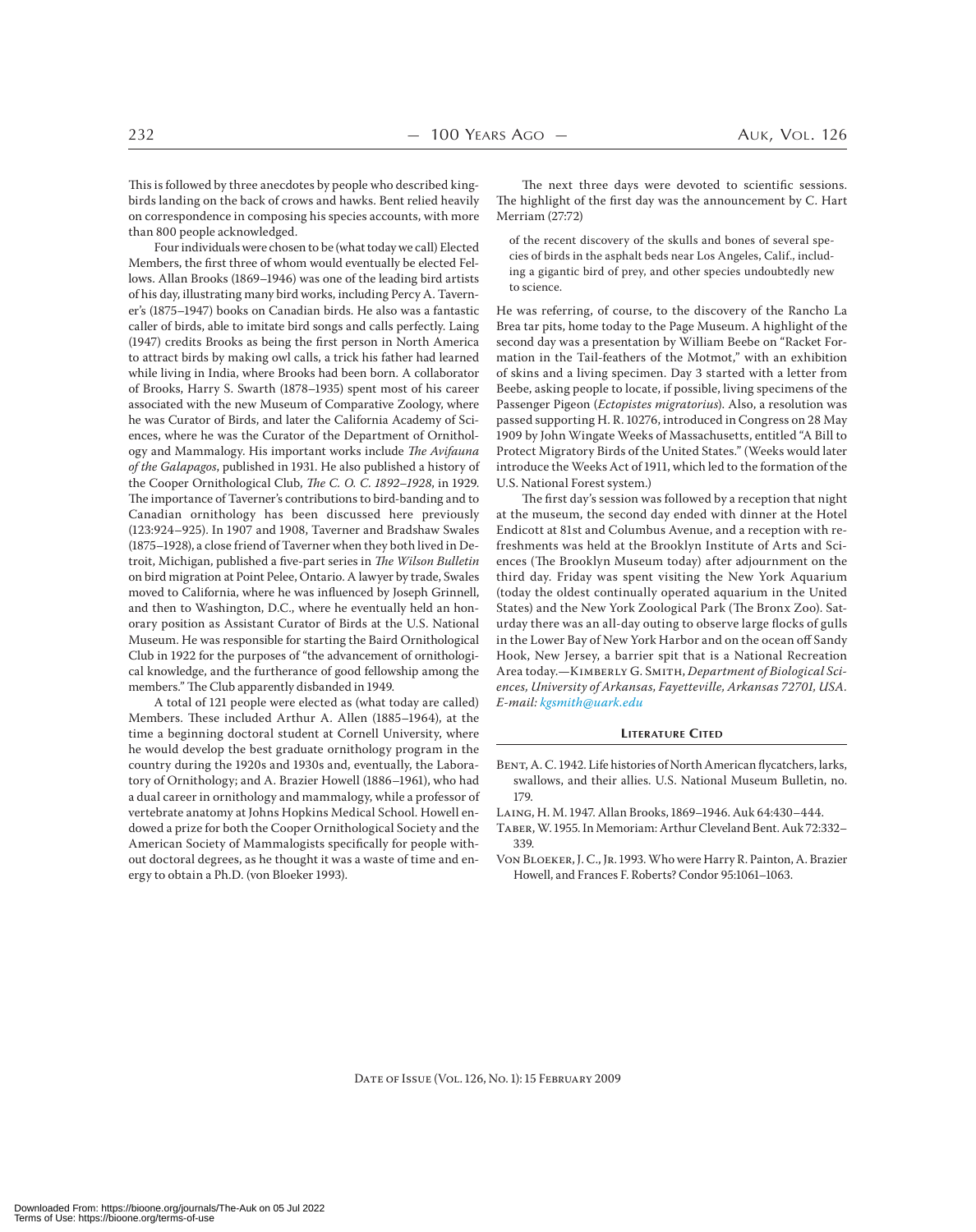This is followed by three anecdotes by people who described kingbirds landing on the back of crows and hawks. Bent relied heavily on correspondence in composing his species accounts, with more than 800 people acknowledged.

Four individuals were chosen to be (what today we call) Elected Members, the first three of whom would eventually be elected Fellows. Allan Brooks (1869–1946) was one of the leading bird artists of his day, illustrating many bird works, including Percy A. Taverner's (1875–1947) books on Canadian birds. He also was a fantastic caller of birds, able to imitate bird songs and calls perfectly. Laing (1947) credits Brooks as being the first person in North America to attract birds by making owl calls, a trick his father had learned while living in India, where Brooks had been born. A collaborator of Brooks, Harry S. Swarth (1878–1935) spent most of his career associated with the new Museum of Comparative Zoology, where he was Curator of Birds, and later the California Academy of Sciences, where he was the Curator of the Department of Ornithology and Mammalogy. His important works include *The Avifauna of the Galapagos*, published in 1931. He also published a history of the Cooper Ornithological Club, *The C. O. C. 1892–1928*, in 1929. The importance of Taverner's contributions to bird-banding and to Canadian ornithology has been discussed here previously (123:924–925). In 1907 and 1908, Taverner and Bradshaw Swales (1875–1928), a close friend of Taverner when they both lived in Detroit, Michigan, published a five-part series in *The Wilson Bulletin* on bird migration at Point Pelee, Ontario. A lawyer by trade, Swales moved to California, where he was influenced by Joseph Grinnell, and then to Washington, D.C., where he eventually held an honorary position as Assistant Curator of Birds at the U.S. National Museum. He was responsible for starting the Baird Ornithological Club in 1922 for the purposes of "the advancement of ornithological knowledge, and the furtherance of good fellowship among the members." The Club apparently disbanded in 1949.

A total of 121 people were elected as (what today are called) Members. These included Arthur A. Allen (1885–1964), at the time a beginning doctoral student at Cornell University, where he would develop the best graduate ornithology program in the country during the 1920s and 1930s and, eventually, the Laboratory of Ornithology; and A. Brazier Howell (1886–1961), who had a dual career in ornithology and mammalogy, while a professor of vertebrate anatomy at Johns Hopkins Medical School. Howell endowed a prize for both the Cooper Ornithological Society and the American Society of Mammalogists specifically for people without doctoral degrees, as he thought it was a waste of time and energy to obtain a Ph.D. (von Bloeker 1993).

The next three days were devoted to scientific sessions. The highlight of the first day was the announcement by C. Hart Merriam (27:72)

> of the recent discovery of the skulls and bones of several species of birds in the asphalt beds near Los Angeles, Calif., including a gigantic bird of prey, and other species undoubtedly new to science.

He was referring, of course, to the discovery of the Rancho La Brea tar pits, home today to the Page Museum. A highlight of the second day was a presentation by William Beebe on "Racket Formation in the Tail-feathers of the Motmot," with an exhibition of skins and a living specimen. Day 3 started with a letter from Beebe, asking people to locate, if possible, living specimens of the Passenger Pigeon (*Ectopistes migratorius*). Also, a resolution was passed supporting H. R. 10276, introduced in Congress on 28 May 1909 by John Wingate Weeks of Massachusetts, entitled "A Bill to Protect Migratory Birds of the United States." (Weeks would later introduce the Weeks Act of 1911, which led to the formation of the U.S. National Forest system.)

The first day's session was followed by a reception that night at the museum, the second day ended with dinner at the Hotel Endicott at 81st and Columbus Avenue, and a reception with refreshments was held at the Brooklyn Institute of Arts and Sciences (The Brooklyn Museum today) after adjournment on the third day. Friday was spent visiting the New York Aquarium (today the oldest continually operated aquarium in the United States) and the New York Zoological Park (The Bronx Zoo). Saturday there was an all-day outing to observe large flocks of gulls in the Lower Bay of New York Harbor and on the ocean off Sandy Hook, New Jersey, a barrier spit that is a National Recreation Area today.—Kimberly G. Smith, *Department of Biological Sciences, University of Arkansas, Fayetteville, Arkansas 72701, USA. E-mail: kgsmith@uark.edu*

## Literature Cited

Bent, A. C. 1942. Life histories of North American flycatchers, larks, swallows, and their allies. U.S. National Museum Bulletin, no. 179.

Laing, H. M. 1947. Allan Brooks, 1869–1946. Auk 64:430–444.

Taber, W. 1955. In Memoriam: Arthur Cleveland Bent. Auk 72:332–339.

Von Bloeker, J. C., Jr. 1993. Who were Harry R. Painton, A. Brazier Howell, and Frances F. Roberts? Condor 95:1061–1063.

Date of Issue (Vol. 126, No. 1): 15 February 2009